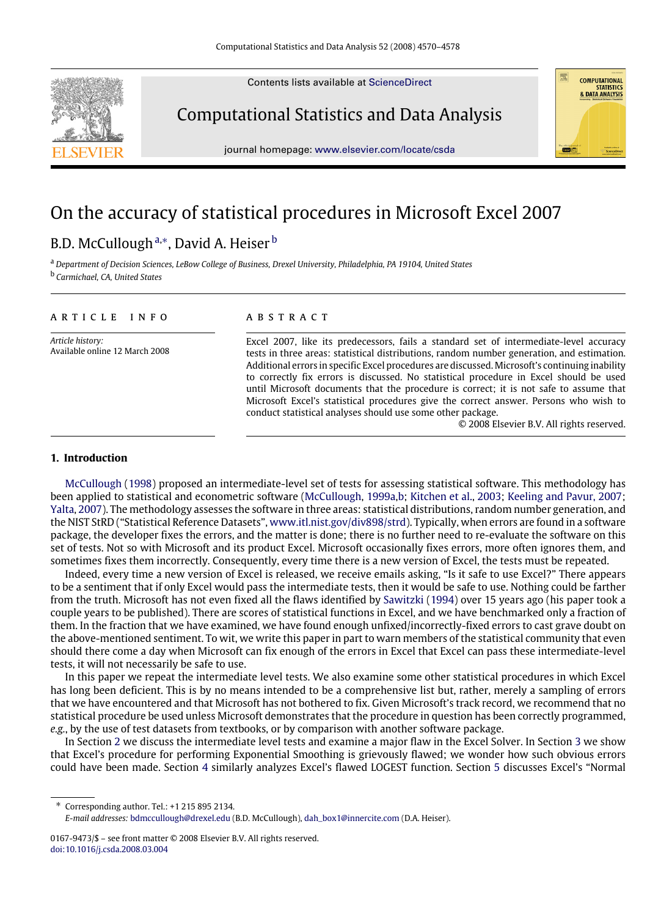Contents lists available at ScienceDirect

# Computational Statistics and Data Analysis

journal homepage: www.elsevier.com/locate/csda

# On the accuracy of statistical procedures in Microsoft Excel 2007

B.D. McCullough[a,*], David A. Heiser[b]

[a] *Department of Decision Sciences, LeBow College of Business, Drexel University, Philadelphia, PA 19104, United States*
[b] *Carmichael, CA, United States*

ARTICLE INFO

*Article history:*
Available online 12 March 2008

ABSTRACT

Excel 2007, like its predecessors, fails a standard set of intermediate-level accuracy tests in three areas: statistical distributions, random number generation, and estimation. Additional errors in specific Excel procedures are discussed. Microsoft's continuing inability to correctly fix errors is discussed. No statistical procedure in Excel should be used until Microsoft documents that the procedure is correct; it is not safe to assume that Microsoft Excel's statistical procedures give the correct answer. Persons who wish to conduct statistical analyses should use some other package.

© 2008 Elsevier B.V. All rights reserved.

## 1. Introduction

McCullough (1998) proposed an intermediate-level set of tests for assessing statistical software. This methodology has been applied to statistical and econometric software (McCullough, 1999a,b; Kitchen et al., 2003; Keeling and Pavur, 2007; Yalta, 2007). The methodology assesses the software in three areas: statistical distributions, random number generation, and the NIST StRD ("Statistical Reference Datasets", www.itl.nist.gov/div898/strd). Typically, when errors are found in a software package, the developer fixes the errors, and the matter is done; there is no further need to re-evaluate the software on this set of tests. Not so with Microsoft and its product Excel. Microsoft occasionally fixes errors, more often ignores them, and sometimes fixes them incorrectly. Consequently, every time there is a new version of Excel, the tests must be repeated.

Indeed, every time a new version of Excel is released, we receive emails asking, "Is it safe to use Excel?" There appears to be a sentiment that if only Excel would pass the intermediate tests, then it would be safe to use. Nothing could be farther from the truth. Microsoft has not even fixed all the flaws identified by Sawitzki (1994) over 15 years ago (his paper took a couple years to be published). There are scores of statistical functions in Excel, and we have benchmarked only a fraction of them. In the fraction that we have examined, we have found enough unfixed/incorrectly-fixed errors to cast grave doubt on the above-mentioned sentiment. To wit, we write this paper in part to warn members of the statistical community that even should there come a day when Microsoft can fix enough of the errors in Excel that Excel can pass these intermediate-level tests, it will not necessarily be safe to use.

In this paper we repeat the intermediate level tests. We also examine some other statistical procedures in which Excel has long been deficient. This is by no means intended to be a comprehensive list but, rather, merely a sampling of errors that we have encountered and that Microsoft has not bothered to fix. Given Microsoft's track record, we recommend that no statistical procedure be used unless Microsoft demonstrates that the procedure in question has been correctly programmed, *e.g.*, by the use of test datasets from textbooks, or by comparison with another software package.

In Section 2 we discuss the intermediate level tests and examine a major flaw in the Excel Solver. In Section 3 we show that Excel's procedure for performing Exponential Smoothing is grievously flawed; we wonder how such obvious errors could have been made. Section 4 similarly analyzes Excel's flawed LOGEST function. Section 5 discusses Excel's "Normal

\* Corresponding author. Tel.: +1 215 895 2134.
*E-mail addresses:* bdmccullough@drexel.edu (B.D. McCullough), dah_box1@innercite.com (D.A. Heiser).

0167-9473/$ – see front matter © 2008 Elsevier B.V. All rights reserved.
doi:10.1016/j.csda.2008.03.004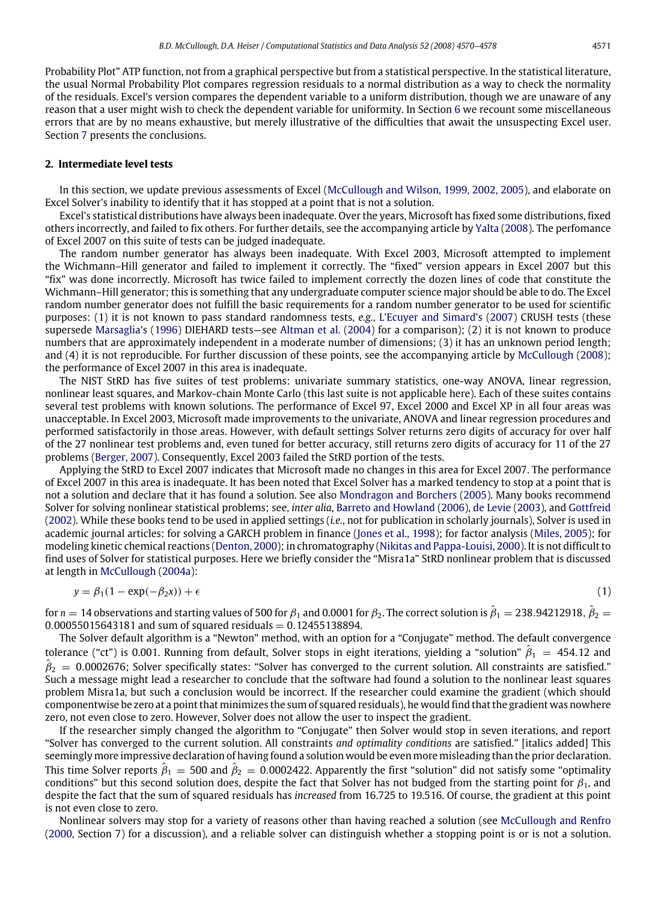Probability Plot" ATP function, not from a graphical perspective but from a statistical perspective. In the statistical literature, the usual Normal Probability Plot compares regression residuals to a normal distribution as a way to check the normality of the residuals. Excel's version compares the dependent variable to a uniform distribution, though we are unaware of any reason that a user might wish to check the dependent variable for uniformity. In Section 6 we recount some miscellaneous errors that are by no means exhaustive, but merely illustrative of the difficulties that await the unsuspecting Excel user. Section 7 presents the conclusions.

## 2. Intermediate level tests

In this section, we update previous assessments of Excel (McCullough and Wilson, 1999, 2002, 2005), and elaborate on Excel Solver's inability to identify that it has stopped at a point that is not a solution.

Excel's statistical distributions have always been inadequate. Over the years, Microsoft has fixed some distributions, fixed others incorrectly, and failed to fix others. For further details, see the accompanying article by Yalta (2008). The perfomance of Excel 2007 on this suite of tests can be judged inadequate.

The random number generator has always been inadequate. With Excel 2003, Microsoft attempted to implement the Wichmann–Hill generator and failed to implement it correctly. The "fixed" version appears in Excel 2007 but this "fix" was done incorrectly. Microsoft has twice failed to implement correctly the dozen lines of code that constitute the Wichmann–Hill generator; this is something that any undergraduate computer science major should be able to do. The Excel random number generator does not fulfill the basic requirements for a random number generator to be used for scientific purposes: (1) it is not known to pass standard randomness tests, *e.g.*, L'Ecuyer and Simard's (2007) CRUSH tests (these supersede Marsaglia's (1996) DIEHARD tests—see Altman et al. (2004) for a comparison); (2) it is not known to produce numbers that are approximately independent in a moderate number of dimensions; (3) it has an unknown period length; and (4) it is not reproducible. For further discussion of these points, see the accompanying article by McCullough (2008); the performance of Excel 2007 in this area is inadequate.

The NIST StRD has five suites of test problems: univariate summary statistics, one-way ANOVA, linear regression, nonlinear least squares, and Markov-chain Monte Carlo (this last suite is not applicable here). Each of these suites contains several test problems with known solutions. The performance of Excel 97, Excel 2000 and Excel XP in all four areas was unacceptable. In Excel 2003, Microsoft made improvements to the univariate, ANOVA and linear regression procedures and performed satisfactorily in those areas. However, with default settings Solver returns zero digits of accuracy for over half of the 27 nonlinear test problems and, even tuned for better accuracy, still returns zero digits of accuracy for 11 of the 27 problems (Berger, 2007). Consequently, Excel 2003 failed the StRD portion of the tests.

Applying the StRD to Excel 2007 indicates that Microsoft made no changes in this area for Excel 2007. The performance of Excel 2007 in this area is inadequate. It has been noted that Excel Solver has a marked tendency to stop at a point that is not a solution and declare that it has found a solution. See also Mondragon and Borchers (2005). Many books recommend Solver for solving nonlinear statistical problems; see, *inter alia*, Barreto and Howland (2006), de Levie (2003), and Gottfreid (2002). While these books tend to be used in applied settings (*i.e.*, not for publication in scholarly journals), Solver is used in academic journal articles: for solving a GARCH problem in finance (Jones et al., 1998); for factor analysis (Miles, 2005); for modeling kinetic chemical reactions (Denton, 2000); in chromatography (Nikitas and Pappa-Louisi, 2000). It is not difficult to find uses of Solver for statistical purposes. Here we briefly consider the "Misra1a" StRD nonlinear problem that is discussed at length in McCullough (2004a):

$$y = \beta_1(1 - \exp(-\beta_2 x)) + \epsilon \tag{1}$$

for $n = 14$ observations and starting values of 500 for $\beta_1$ and 0.0001 for $\beta_2$. The correct solution is $\hat{\beta}_1 = 238.94212918$, $\hat{\beta}_2 = 0.00055015643181$ and sum of squared residuals $= 0.12455138894$.

The Solver default algorithm is a "Newton" method, with an option for a "Conjugate" method. The default convergence tolerance ("ct") is 0.001. Running from default, Solver stops in eight iterations, yielding a "solution" $\hat{\beta}_1 = 454.12$ and $\hat{\beta}_2 = 0.0002676$; Solver specifically states: "Solver has converged to the current solution. All constraints are satisfied." Such a message might lead a researcher to conclude that the software had found a solution to the nonlinear least squares problem Misra1a, but such a conclusion would be incorrect. If the researcher could examine the gradient (which should componentwise be zero at a point that minimizes the sum of squared residuals), he would find that the gradient was nowhere zero, not even close to zero. However, Solver does not allow the user to inspect the gradient.

If the researcher simply changed the algorithm to "Conjugate" then Solver would stop in seven iterations, and report "Solver has converged to the current solution. All constraints *and optimality conditions* are satisfied." [italics added] This seemingly more impressive declaration of having found a solution would be even more misleading than the prior declaration. This time Solver reports $\hat{\beta}_1 = 500$ and $\hat{\beta}_2 = 0.0002422$. Apparently the first "solution" did not satisfy some "optimality conditions" but this second solution does, despite the fact that Solver has not budged from the starting point for $\beta_1$, and despite the fact that the sum of squared residuals has *increased* from 16.725 to 19.516. Of course, the gradient at this point is not even close to zero.

Nonlinear solvers may stop for a variety of reasons other than having reached a solution (see McCullough and Renfro (2000, Section 7) for a discussion), and a reliable solver can distinguish whether a stopping point is or is not a solution.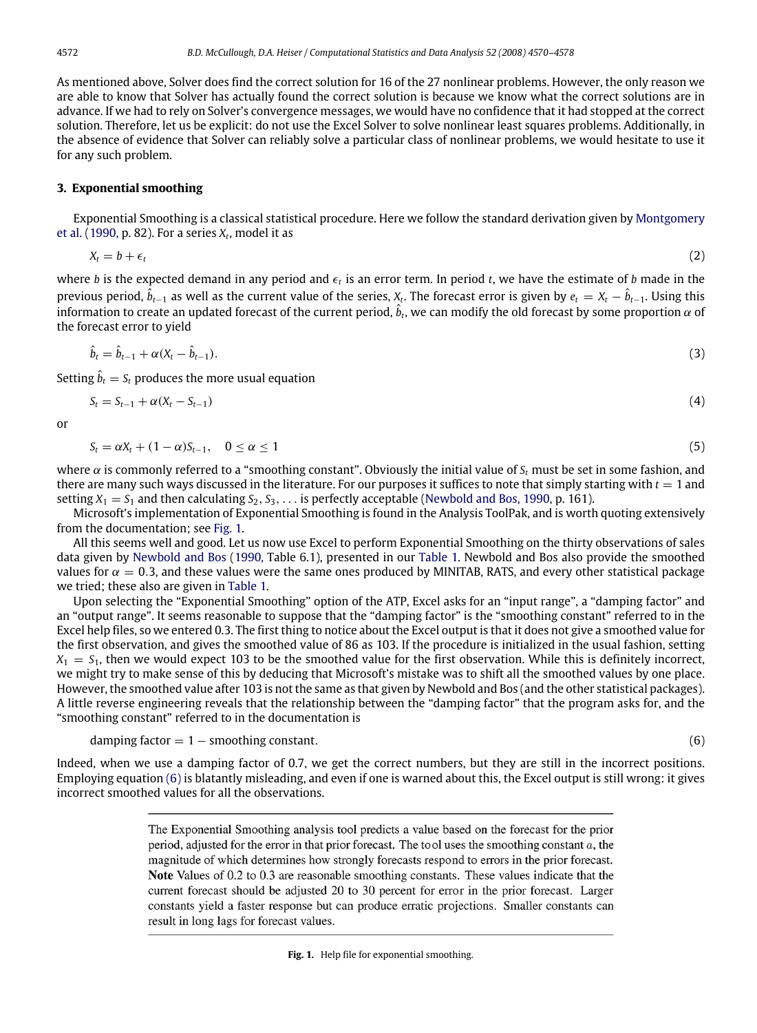As mentioned above, Solver does find the correct solution for 16 of the 27 nonlinear problems. However, the only reason we are able to know that Solver has actually found the correct solution is because we know what the correct solutions are in advance. If we had to rely on Solver's convergence messages, we would have no confidence that it had stopped at the correct solution. Therefore, let us be explicit: do not use the Excel Solver to solve nonlinear least squares problems. Additionally, in the absence of evidence that Solver can reliably solve a particular class of nonlinear problems, we would hesitate to use it for any such problem.

## 3. Exponential smoothing

Exponential Smoothing is a classical statistical procedure. Here we follow the standard derivation given by Montgomery et al. (1990, p. 82). For a series $X_t$, model it as

$$X_t = b + \epsilon_t \tag{2}$$

where $b$ is the expected demand in any period and $\epsilon_t$ is an error term. In period $t$, we have the estimate of $b$ made in the previous period, $\hat{b}_{t-1}$ as well as the current value of the series, $X_t$. The forecast error is given by $e_t = X_t - \hat{b}_{t-1}$. Using this information to create an updated forecast of the current period, $\hat{b}_t$, we can modify the old forecast by some proportion $\alpha$ of the forecast error to yield

$$\hat{b}_t = \hat{b}_{t-1} + \alpha(X_t - \hat{b}_{t-1}). \tag{3}$$

Setting $\hat{b}_t = S_t$ produces the more usual equation

$$S_t = S_{t-1} + \alpha(X_t - S_{t-1}) \tag{4}$$

or

$$S_t = \alpha X_t + (1 - \alpha)S_{t-1}, \quad 0 \leq \alpha \leq 1 \tag{5}$$

where $\alpha$ is commonly referred to a "smoothing constant". Obviously the initial value of $S_t$ must be set in some fashion, and there are many such ways discussed in the literature. For our purposes it suffices to note that simply starting with $t = 1$ and setting $X_1 = S_1$ and then calculating $S_2, S_3, \ldots$ is perfectly acceptable (Newbold and Bos, 1990, p. 161).

Microsoft's implementation of Exponential Smoothing is found in the Analysis ToolPak, and is worth quoting extensively from the documentation; see Fig. 1.

All this seems well and good. Let us now use Excel to perform Exponential Smoothing on the thirty observations of sales data given by Newbold and Bos (1990, Table 6.1), presented in our Table 1. Newbold and Bos also provide the smoothed values for $\alpha = 0.3$, and these values were the same ones produced by MINITAB, RATS, and every other statistical package we tried; these also are given in Table 1.

Upon selecting the "Exponential Smoothing" option of the ATP, Excel asks for an "input range", a "damping factor" and an "output range". It seems reasonable to suppose that the "damping factor" is the "smoothing constant" referred to in the Excel help files, so we entered 0.3. The first thing to notice about the Excel output is that it does not give a smoothed value for the first observation, and gives the smoothed value of 86 as 103. If the procedure is initialized in the usual fashion, setting $X_1 = S_1$, then we would expect 103 to be the smoothed value for the first observation. While this is definitely incorrect, we might try to make sense of this by deducing that Microsoft's mistake was to shift all the smoothed values by one place. However, the smoothed value after 103 is not the same as that given by Newbold and Bos (and the other statistical packages). A little reverse engineering reveals that the relationship between the "damping factor" that the program asks for, and the "smoothing constant" referred to in the documentation is

$$\text{damping factor} = 1 - \text{smoothing constant}. \tag{6}$$

Indeed, when we use a damping factor of 0.7, we get the correct numbers, but they are still in the incorrect positions. Employing equation (6) is blatantly misleading, and even if one is warned about this, the Excel output is still wrong: it gives incorrect smoothed values for all the observations.

> The Exponential Smoothing analysis tool predicts a value based on the forecast for the prior period, adjusted for the error in that prior forecast. The tool uses the smoothing constant $a$, the magnitude of which determines how strongly forecasts respond to errors in the prior forecast. **Note** Values of 0.2 to 0.3 are reasonable smoothing constants. These values indicate that the current forecast should be adjusted 20 to 30 percent for error in the prior forecast. Larger constants yield a faster response but can produce erratic projections. Smaller constants can result in long lags for forecast values.

**Fig. 1.** Help file for exponential smoothing.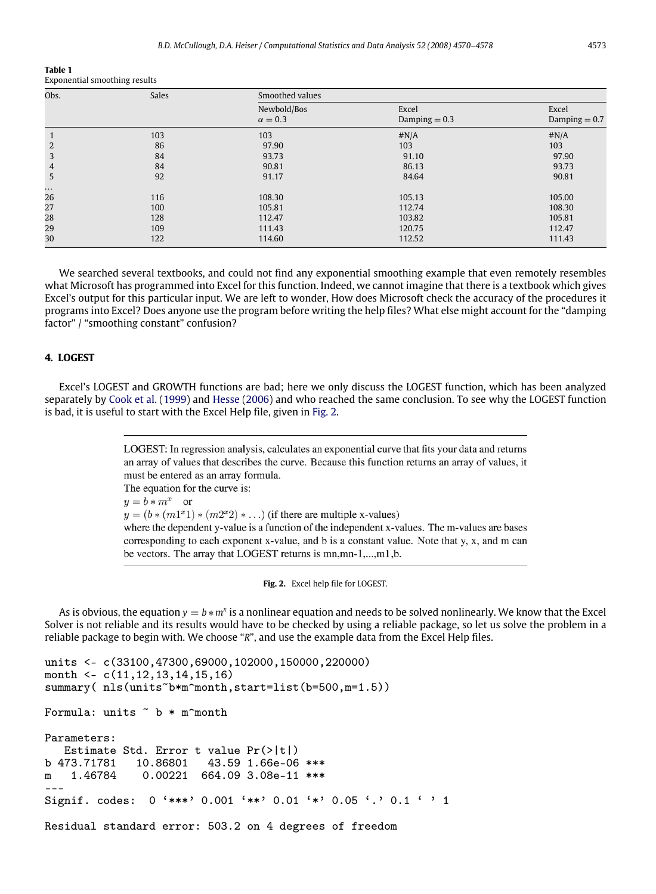**Table 1**
Exponential smoothing results

| Obs. | Sales | Smoothed values | | |
|---|---|---|---|---|
| | | Newbold/Bos $\alpha = 0.3$ | Excel Damping = 0.3 | Excel Damping = 0.7 |
| 1 | 103 | 103 | #N/A | #N/A |
| 2 | 86 | 97.90 | 103 | 103 |
| 3 | 84 | 93.73 | 91.10 | 97.90 |
| 4 | 84 | 90.81 | 86.13 | 93.73 |
| 5 | 92 | 91.17 | 84.64 | 90.81 |
| ... | | | | |
| 26 | 116 | 108.30 | 105.13 | 105.00 |
| 27 | 100 | 105.81 | 112.74 | 108.30 |
| 28 | 128 | 112.47 | 103.82 | 105.81 |
| 29 | 109 | 111.43 | 120.75 | 112.47 |
| 30 | 122 | 114.60 | 112.52 | 111.43 |

We searched several textbooks, and could not find any exponential smoothing example that even remotely resembles what Microsoft has programmed into Excel for this function. Indeed, we cannot imagine that there is a textbook which gives Excel's output for this particular input. We are left to wonder, How does Microsoft check the accuracy of the procedures it programs into Excel? Does anyone use the program before writing the help files? What else might account for the "damping factor" / "smoothing constant" confusion?

## 4. LOGEST

Excel's LOGEST and GROWTH functions are bad; here we only discuss the LOGEST function, which has been analyzed separately by Cook et al. (1999) and Hesse (2006) and who reached the same conclusion. To see why the LOGEST function is bad, it is useful to start with the Excel Help file, given in Fig. 2.

> LOGEST: In regression analysis, calculates an exponential curve that fits your data and returns an array of values that describes the curve. Because this function returns an array of values, it must be entered as an array formula.
> The equation for the curve is:
> $y = b * m^x$ or
> $y = (b * (m1^x1) * (m2^x2) * \ldots)$ (if there are multiple x-values)
> where the dependent y-value is a function of the independent x-values. The m-values are bases corresponding to each exponent x-value, and b is a constant value. Note that y, x, and m can be vectors. The array that LOGEST returns is mn,mn-1,...,m1,b.

**Fig. 2.** Excel help file for LOGEST.

As is obvious, the equation $y = b * m^x$ is a nonlinear equation and needs to be solved nonlinearly. We know that the Excel Solver is not reliable and its results would have to be checked by using a reliable package, so let us solve the problem in a reliable package to begin with. We choose "*R*", and use the example data from the Excel Help files.

```
units <- c(33100,47300,69000,102000,150000,220000)
month <- c(11,12,13,14,15,16)
summary( nls(units~b*m^month,start=list(b=500,m=1.5))

Formula: units ~ b * m^month

Parameters:
   Estimate Std. Error t value Pr(>|t|)
b 473.71781   10.86801   43.59 1.66e-06 ***
m   1.46784    0.00221  664.09 3.08e-11 ***
---
Signif. codes:  0 '***' 0.001 '**' 0.01 '*' 0.05 '.' 0.1 ' ' 1

Residual standard error: 503.2 on 4 degrees of freedom
```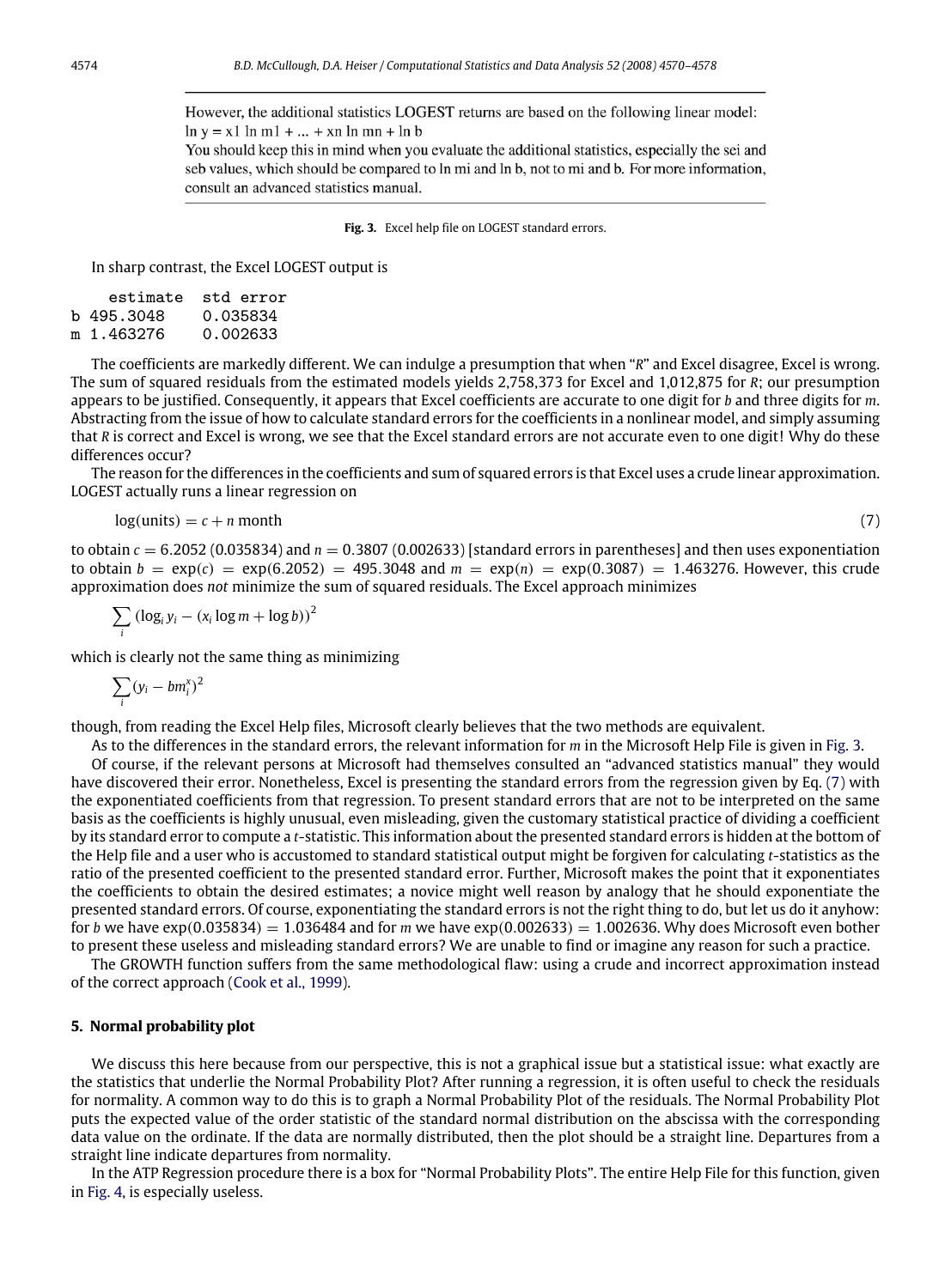However, the additional statistics LOGEST returns are based on the following linear model:
ln y = x1 ln m1 + ... + xn ln mn + ln b
You should keep this in mind when you evaluate the additional statistics, especially the sei and seb values, which should be compared to ln mi and ln b, not to mi and b. For more information, consult an advanced statistics manual.

**Fig. 3.** Excel help file on LOGEST standard errors.

In sharp contrast, the Excel LOGEST output is

```
   estimate  std error
b 495.3048   0.035834
m 1.463276   0.002633
```

The coefficients are markedly different. We can indulge a presumption that when "*R*" and Excel disagree, Excel is wrong. The sum of squared residuals from the estimated models yields 2,758,373 for Excel and 1,012,875 for *R*; our presumption appears to be justified. Consequently, it appears that Excel coefficients are accurate to one digit for *b* and three digits for *m*. Abstracting from the issue of how to calculate standard errors for the coefficients in a nonlinear model, and simply assuming that *R* is correct and Excel is wrong, we see that the Excel standard errors are not accurate even to one digit! Why do these differences occur?

The reason for the differences in the coefficients and sum of squared errors is that Excel uses a crude linear approximation. LOGEST actually runs a linear regression on

$$\log(\text{units}) = c + n \text{ month} \tag{7}$$

to obtain $c = 6.2052$ (0.035834) and $n = 0.3807$ (0.002633) [standard errors in parentheses] and then uses exponentiation to obtain $b = \exp(c) = \exp(6.2052) = 495.3048$ and $m = \exp(n) = \exp(0.3087) = 1.463276$. However, this crude approximation does *not* minimize the sum of squared residuals. The Excel approach minimizes

$$\sum_i (\log_i y_i - (x_i \log m + \log b))^2$$

which is clearly not the same thing as minimizing

$$\sum_i (y_i - bm_i^x)^2$$

though, from reading the Excel Help files, Microsoft clearly believes that the two methods are equivalent.

As to the differences in the standard errors, the relevant information for *m* in the Microsoft Help File is given in Fig. 3.

Of course, if the relevant persons at Microsoft had themselves consulted an "advanced statistics manual" they would have discovered their error. Nonetheless, Excel is presenting the standard errors from the regression given by Eq. (7) with the exponentiated coefficients from that regression. To present standard errors that are not to be interpreted on the same basis as the coefficients is highly unusual, even misleading, given the customary statistical practice of dividing a coefficient by its standard error to compute a *t*-statistic. This information about the presented standard errors is hidden at the bottom of the Help file and a user who is accustomed to standard statistical output might be forgiven for calculating *t*-statistics as the ratio of the presented coefficient to the presented standard error. Further, Microsoft makes the point that it exponentiates the coefficients to obtain the desired estimates; a novice might well reason by analogy that he should exponentiate the presented standard errors. Of course, exponentiating the standard errors is not the right thing to do, but let us do it anyhow: for *b* we have $\exp(0.035834) = 1.036484$ and for *m* we have $\exp(0.002633) = 1.002636$. Why does Microsoft even bother to present these useless and misleading standard errors? We are unable to find or imagine any reason for such a practice.

The GROWTH function suffers from the same methodological flaw: using a crude and incorrect approximation instead of the correct approach (Cook et al., 1999).

## 5. Normal probability plot

We discuss this here because from our perspective, this is not a graphical issue but a statistical issue: what exactly are the statistics that underlie the Normal Probability Plot? After running a regression, it is often useful to check the residuals for normality. A common way to do this is to graph a Normal Probability Plot of the residuals. The Normal Probability Plot puts the expected value of the order statistic of the standard normal distribution on the abscissa with the corresponding data value on the ordinate. If the data are normally distributed, then the plot should be a straight line. Departures from a straight line indicate departures from normality.

In the ATP Regression procedure there is a box for "Normal Probability Plots". The entire Help File for this function, given in Fig. 4, is especially useless.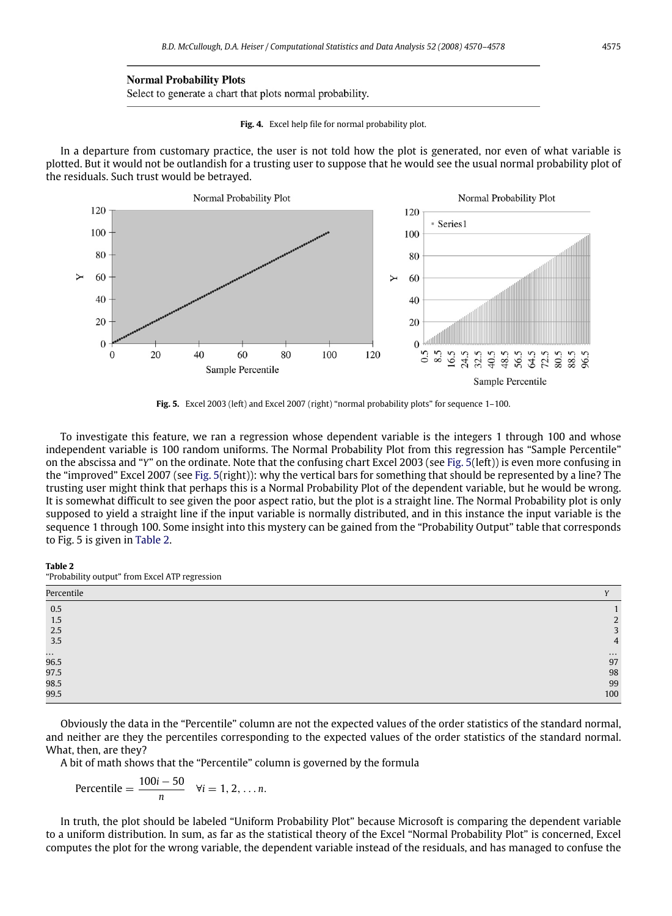**Normal Probability Plots**

Select to generate a chart that plots normal probability.

**Fig. 4.** Excel help file for normal probability plot.

In a departure from customary practice, the user is not told how the plot is generated, nor even of what variable is plotted. But it would not be outlandish for a trusting user to suppose that he would see the usual normal probability plot of the residuals. Such trust would be betrayed.

**Fig. 5.** Excel 2003 (left) and Excel 2007 (right) "normal probability plots" for sequence 1–100.

To investigate this feature, we ran a regression whose dependent variable is the integers 1 through 100 and whose independent variable is 100 random uniforms. The Normal Probability Plot from this regression has "Sample Percentile" on the abscissa and "Y" on the ordinate. Note that the confusing chart Excel 2003 (see Fig. 5(left)) is even more confusing in the "improved" Excel 2007 (see Fig. 5(right)): why the vertical bars for something that should be represented by a line? The trusting user might think that perhaps this is a Normal Probability Plot of the dependent variable, but he would be wrong. It is somewhat difficult to see given the poor aspect ratio, but the plot is a straight line. The Normal Probability plot is only supposed to yield a straight line if the input variable is normally distributed, and in this instance the input variable is the sequence 1 through 100. Some insight into this mystery can be gained from the "Probability Output" table that corresponds to Fig. 5 is given in Table 2.

**Table 2**
"Probability output" from Excel ATP regression

| Percentile | *Y* |
|---|---|
| 0.5 | 1 |
| 1.5 | 2 |
| 2.5 | 3 |
| 3.5 | 4 |
| ... | ... |
| 96.5 | 97 |
| 97.5 | 98 |
| 98.5 | 99 |
| 99.5 | 100 |

Obviously the data in the "Percentile" column are not the expected values of the order statistics of the standard normal, and neither are they the percentiles corresponding to the expected values of the order statistics of the standard normal. What, then, are they?

A bit of math shows that the "Percentile" column is governed by the formula

$$\text{Percentile} = \frac{100i - 50}{n} \quad \forall i = 1, 2, \ldots n.$$

In truth, the plot should be labeled "Uniform Probability Plot" because Microsoft is comparing the dependent variable to a uniform distribution. In sum, as far as the statistical theory of the Excel "Normal Probability Plot" is concerned, Excel computes the plot for the wrong variable, the dependent variable instead of the residuals, and has managed to confuse the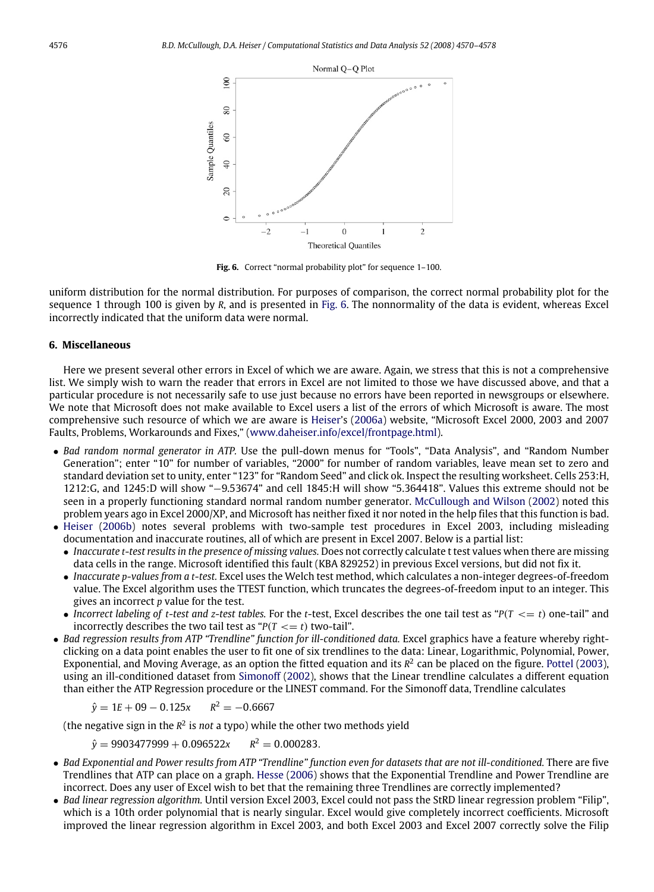Fig. 6. Correct "normal probability plot" for sequence 1–100.

uniform distribution for the normal distribution. For purposes of comparison, the correct normal probability plot for the sequence 1 through 100 is given by *R*, and is presented in Fig. 6. The nonnormality of the data is evident, whereas Excel incorrectly indicated that the uniform data were normal.

## 6. Miscellaneous

Here we present several other errors in Excel of which we are aware. Again, we stress that this is not a comprehensive list. We simply wish to warn the reader that errors in Excel are not limited to those we have discussed above, and that a particular procedure is not necessarily safe to use just because no errors have been reported in newsgroups or elsewhere. We note that Microsoft does not make available to Excel users a list of the errors of which Microsoft is aware. The most comprehensive such resource of which we are aware is Heiser's (2006a) website, "Microsoft Excel 2000, 2003 and 2007 Faults, Problems, Workarounds and Fixes," (www.daheiser.info/excel/frontpage.html).

- *Bad random normal generator in ATP.* Use the pull-down menus for "Tools", "Data Analysis", and "Random Number Generation"; enter "10" for number of variables, "2000" for number of random variables, leave mean set to zero and standard deviation set to unity, enter "123" for "Random Seed" and click ok. Inspect the resulting worksheet. Cells 253:H, 1212:G, and 1245:D will show "−9.53674" and cell 1845:H will show "5.364418". Values this extreme should not be seen in a properly functioning standard normal random number generator. McCullough and Wilson (2002) noted this problem years ago in Excel 2000/XP, and Microsoft has neither fixed it nor noted in the help files that this function is bad.
- Heiser (2006b) notes several problems with two-sample test procedures in Excel 2003, including misleading documentation and inaccurate routines, all of which are present in Excel 2007. Below is a partial list:
  - *Inaccurate t-test results in the presence of missing values.* Does not correctly calculate t test values when there are missing data cells in the range. Microsoft identified this fault (KBA 829252) in previous Excel versions, but did not fix it.
  - *Inaccurate p-values from a t-test.* Excel uses the Welch test method, which calculates a non-integer degrees-of-freedom value. The Excel algorithm uses the TTEST function, which truncates the degrees-of-freedom input to an integer. This gives an incorrect *p* value for the test.
  - *Incorrect labeling of t-test and z-test tables.* For the *t*-test, Excel describes the one tail test as "$P(T <= t)$ one-tail" and incorrectly describes the two tail test as "$P(T <= t)$ two-tail".
- *Bad regression results from ATP "Trendline" function for ill-conditioned data.* Excel graphics have a feature whereby right-clicking on a data point enables the user to fit one of six trendlines to the data: Linear, Logarithmic, Polynomial, Power, Exponential, and Moving Average, as an option the fitted equation and its $R^2$ can be placed on the figure. Pottel (2003), using an ill-conditioned dataset from Simonoff (2002), shows that the Linear trendline calculates a different equation than either the ATP Regression procedure or the LINEST command. For the Simonoff data, Trendline calculates

  $$\hat{y} = 1E + 09 - 0.125x \qquad R^2 = -0.6667$$

  (the negative sign in the $R^2$ is *not* a typo) while the other two methods yield

  $$\hat{y} = 9903477999 + 0.096522x \qquad R^2 = 0.000283.$$

- *Bad Exponential and Power results from ATP "Trendline" function even for datasets that are not ill-conditioned.* There are five Trendlines that ATP can place on a graph. Hesse (2006) shows that the Exponential Trendline and Power Trendline are incorrect. Does any user of Excel wish to bet that the remaining three Trendlines are correctly implemented?
- *Bad linear regression algorithm.* Until version Excel 2003, Excel could not pass the StRD linear regression problem "Filip", which is a 10th order polynomial that is nearly singular. Excel would give completely incorrect coefficients. Microsoft improved the linear regression algorithm in Excel 2003, and both Excel 2003 and Excel 2007 correctly solve the Filip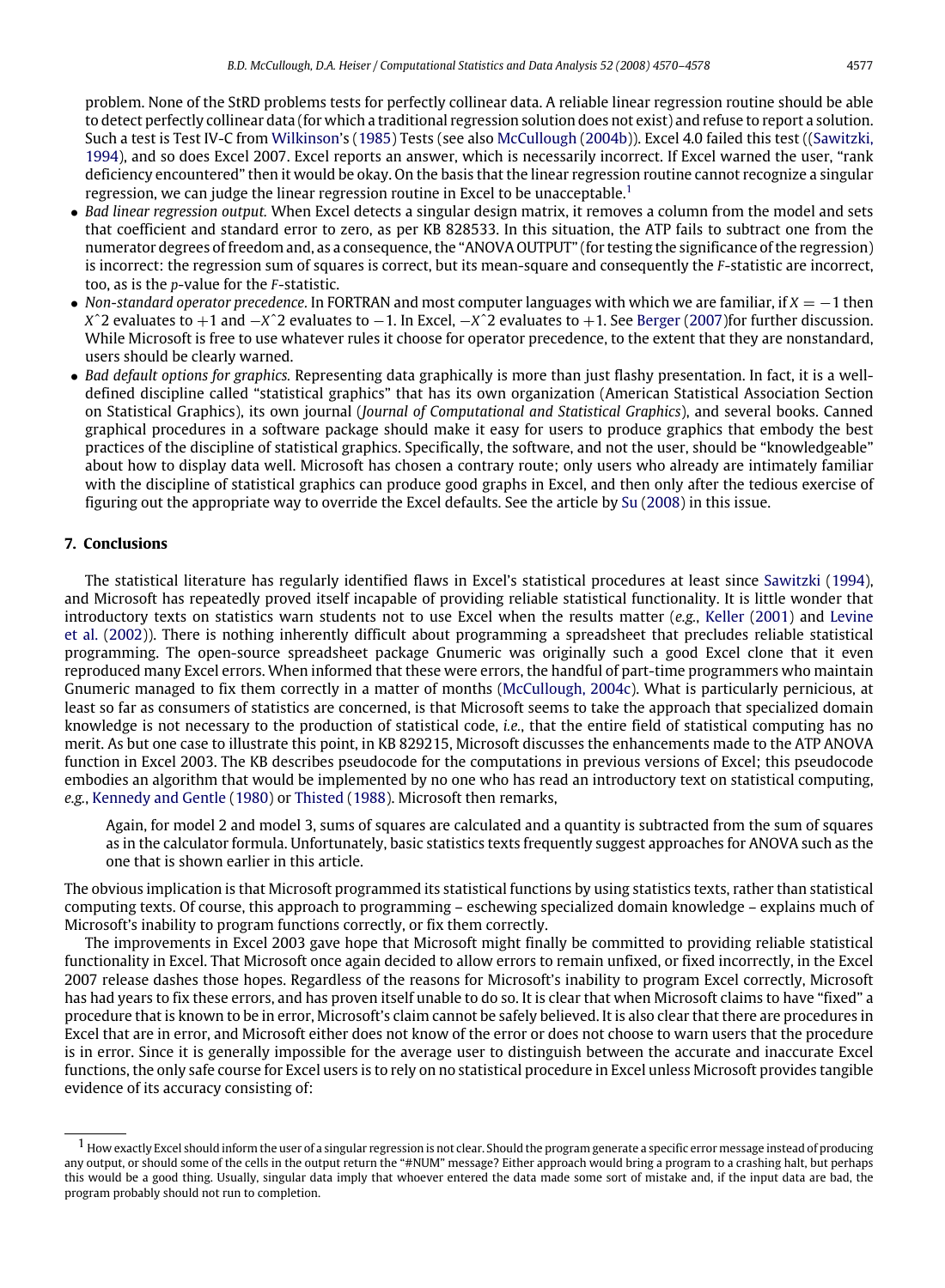problem. None of the StRD problems tests for perfectly collinear data. A reliable linear regression routine should be able to detect perfectly collinear data (for which a traditional regression solution does not exist) and refuse to report a solution. Such a test is Test IV-C from Wilkinson's (1985) Tests (see also McCullough (2004b)). Excel 4.0 failed this test ((Sawitzki, 1994), and so does Excel 2007. Excel reports an answer, which is necessarily incorrect. If Excel warned the user, "rank deficiency encountered" then it would be okay. On the basis that the linear regression routine cannot recognize a singular regression, we can judge the linear regression routine in Excel to be unacceptable.[1]

- *Bad linear regression output.* When Excel detects a singular design matrix, it removes a column from the model and sets that coefficient and standard error to zero, as per KB 828533. In this situation, the ATP fails to subtract one from the numerator degrees of freedom and, as a consequence, the "ANOVA OUTPUT" (for testing the significance of the regression) is incorrect: the regression sum of squares is correct, but its mean-square and consequently the *F*-statistic are incorrect, too, as is the *p*-value for the *F*-statistic.
- *Non-standard operator precedence.* In FORTRAN and most computer languages with which we are familiar, if $X = -1$ then $X$ˆ2 evaluates to $+1$ and $-X$ˆ2 evaluates to $-1$. In Excel, $-X$ˆ2 evaluates to $+1$. See Berger (2007)for further discussion. While Microsoft is free to use whatever rules it choose for operator precedence, to the extent that they are nonstandard, users should be clearly warned.
- *Bad default options for graphics.* Representing data graphically is more than just flashy presentation. In fact, it is a well-defined discipline called "statistical graphics" that has its own organization (American Statistical Association Section on Statistical Graphics), its own journal (*Journal of Computational and Statistical Graphics*), and several books. Canned graphical procedures in a software package should make it easy for users to produce graphics that embody the best practices of the discipline of statistical graphics. Specifically, the software, and not the user, should be "knowledgeable" about how to display data well. Microsoft has chosen a contrary route; only users who already are intimately familiar with the discipline of statistical graphics can produce good graphs in Excel, and then only after the tedious exercise of figuring out the appropriate way to override the Excel defaults. See the article by Su (2008) in this issue.

## 7. Conclusions

The statistical literature has regularly identified flaws in Excel's statistical procedures at least since Sawitzki (1994), and Microsoft has repeatedly proved itself incapable of providing reliable statistical functionality. It is little wonder that introductory texts on statistics warn students not to use Excel when the results matter (*e.g.*, Keller (2001) and Levine et al. (2002)). There is nothing inherently difficult about programming a spreadsheet that precludes reliable statistical programming. The open-source spreadsheet package Gnumeric was originally such a good Excel clone that it even reproduced many Excel errors. When informed that these were errors, the handful of part-time programmers who maintain Gnumeric managed to fix them correctly in a matter of months (McCullough, 2004c). What is particularly pernicious, at least so far as consumers of statistics are concerned, is that Microsoft seems to take the approach that specialized domain knowledge is not necessary to the production of statistical code, *i.e.*, that the entire field of statistical computing has no merit. As but one case to illustrate this point, in KB 829215, Microsoft discusses the enhancements made to the ATP ANOVA function in Excel 2003. The KB describes pseudocode for the computations in previous versions of Excel; this pseudocode embodies an algorithm that would be implemented by no one who has read an introductory text on statistical computing, *e.g.*, Kennedy and Gentle (1980) or Thisted (1988). Microsoft then remarks,

> Again, for model 2 and model 3, sums of squares are calculated and a quantity is subtracted from the sum of squares as in the calculator formula. Unfortunately, basic statistics texts frequently suggest approaches for ANOVA such as the one that is shown earlier in this article.

The obvious implication is that Microsoft programmed its statistical functions by using statistics texts, rather than statistical computing texts. Of course, this approach to programming – eschewing specialized domain knowledge – explains much of Microsoft's inability to program functions correctly, or fix them correctly.

The improvements in Excel 2003 gave hope that Microsoft might finally be committed to providing reliable statistical functionality in Excel. That Microsoft once again decided to allow errors to remain unfixed, or fixed incorrectly, in the Excel 2007 release dashes those hopes. Regardless of the reasons for Microsoft's inability to program Excel correctly, Microsoft has had years to fix these errors, and has proven itself unable to do so. It is clear that when Microsoft claims to have "fixed" a procedure that is known to be in error, Microsoft's claim cannot be safely believed. It is also clear that there are procedures in Excel that are in error, and Microsoft either does not know of the error or does not choose to warn users that the procedure is in error. Since it is generally impossible for the average user to distinguish between the accurate and inaccurate Excel functions, the only safe course for Excel users is to rely on no statistical procedure in Excel unless Microsoft provides tangible evidence of its accuracy consisting of:

[1] How exactly Excel should inform the user of a singular regression is not clear. Should the program generate a specific error message instead of producing any output, or should some of the cells in the output return the "#NUM" message? Either approach would bring a program to a crashing halt, but perhaps this would be a good thing. Usually, singular data imply that whoever entered the data made some sort of mistake and, if the input data are bad, the program probably should not run to completion.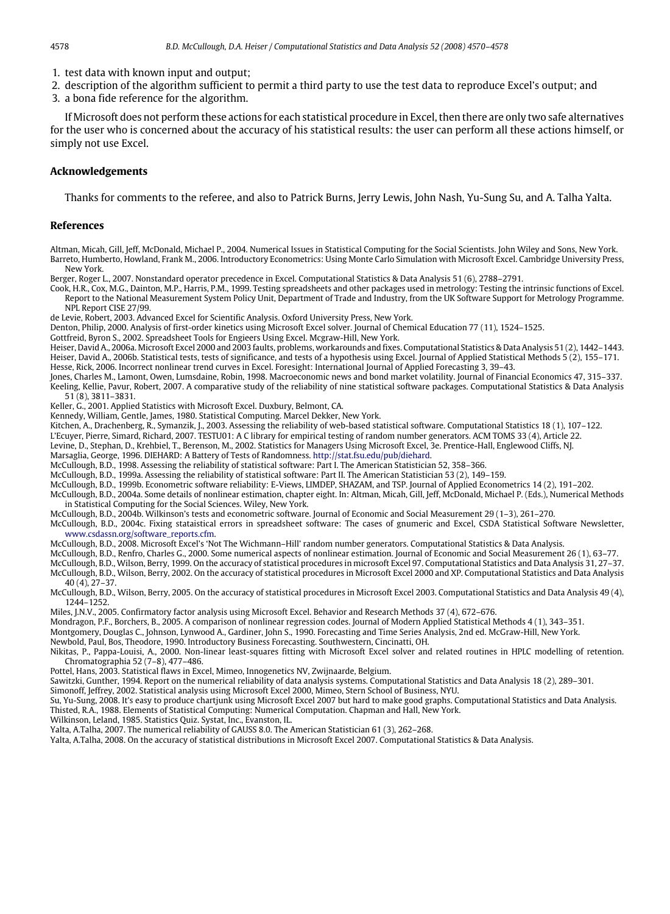1. test data with known input and output;
2. description of the algorithm sufficient to permit a third party to use the test data to reproduce Excel's output; and
3. a bona fide reference for the algorithm.

If Microsoft does not perform these actions for each statistical procedure in Excel, then there are only two safe alternatives for the user who is concerned about the accuracy of his statistical results: the user can perform all these actions himself, or simply not use Excel.

## Acknowledgements

Thanks for comments to the referee, and also to Patrick Burns, Jerry Lewis, John Nash, Yu-Sung Su, and A. Talha Yalta.

## References

Altman, Micah, Gill, Jeff, McDonald, Michael P., 2004. Numerical Issues in Statistical Computing for the Social Scientists. John Wiley and Sons, New York.

Barreto, Humberto, Howland, Frank M., 2006. Introductory Econometrics: Using Monte Carlo Simulation with Microsoft Excel. Cambridge University Press, New York.

Berger, Roger L., 2007. Nonstandard operator precedence in Excel. Computational Statistics & Data Analysis 51 (6), 2788–2791.

Cook, H.R., Cox, M.G., Dainton, M.P., Harris, P.M., 1999. Testing spreadsheets and other packages used in metrology: Testing the intrinsic functions of Excel. Report to the National Measurement System Policy Unit, Department of Trade and Industry, from the UK Software Support for Metrology Programme. NPL Report CISE 27/99.

de Levie, Robert, 2003. Advanced Excel for Scientific Analysis. Oxford University Press, New York.

Denton, Philip, 2000. Analysis of first-order kinetics using Microsoft Excel solver. Journal of Chemical Education 77 (11), 1524–1525.

Gottfreid, Byron S., 2002. Spreadsheet Tools for Engieers Using Excel. Mcgraw-Hill, New York.

Heiser, David A., 2006a. Microsoft Excel 2000 and 2003 faults, problems, workarounds and fixes. Computational Statistics & Data Analysis 51 (2), 1442–1443.

Heiser, David A., 2006b. Statistical tests, tests of significance, and tests of a hypothesis using Excel. Journal of Applied Statistical Methods 5 (2), 155–171.

Hesse, Rick, 2006. Incorrect nonlinear trend curves in Excel. Foresight: International Journal of Applied Forecasting 3, 39–43.

Jones, Charles M., Lamont, Owen, Lumsdaine, Robin, 1998. Macroeconomic news and bond market volatility. Journal of Financial Economics 47, 315–337.

Keeling, Kellie, Pavur, Robert, 2007. A comparative study of the reliability of nine statistical software packages. Computational Statistics & Data Analysis 51 (8), 3811–3831.

Keller, G., 2001. Applied Statistics with Microsoft Excel. Duxbury, Belmont, CA.

Kennedy, William, Gentle, James, 1980. Statistical Computing. Marcel Dekker, New York.

Kitchen, A., Drachenberg, R., Symanzik, J., 2003. Assessing the reliability of web-based statistical software. Computational Statistics 18 (1), 107–122.

L'Ecuyer, Pierre, Simard, Richard, 2007. TESTU01: A C library for empirical testing of random number generators. ACM TOMS 33 (4), Article 22.

Levine, D., Stephan, D., Krehbiel, T., Berenson, M., 2002. Statistics for Managers Using Microsoft Excel, 3e. Prentice-Hall, Englewood Cliffs, NJ.

Marsaglia, George, 1996. DIEHARD: A Battery of Tests of Randomness. http://stat.fsu.edu/pub/diehard.

McCullough, B.D., 1998. Assessing the reliability of statistical software: Part I. The American Statistician 52, 358–366.

McCullough, B.D., 1999a. Assessing the reliability of statistical software: Part II. The American Statistician 53 (2), 149–159.

McCullough, B.D., 1999b. Econometric software reliability: E-Views, LIMDEP, SHAZAM, and TSP. Journal of Applied Econometrics 14 (2), 191–202.

McCullough, B.D., 2004a. Some details of nonlinear estimation, chapter eight. In: Altman, Micah, Gill, Jeff, McDonald, Michael P. (Eds.), Numerical Methods in Statistical Computing for the Social Sciences. Wiley, New York.

McCullough, B.D., 2004b. Wilkinson's tests and econometric software. Journal of Economic and Social Measurement 29 (1–3), 261–270.

McCullough, B.D., 2004c. Fixing stataistical errors in spreadsheet software: The cases of gnumeric and Excel, CSDA Statistical Software Newsletter, www.csdassn.org/software_reports.cfm.

McCullough, B.D., 2008. Microsoft Excel's 'Not The Wichmann–Hill' random number generators. Computational Statistics & Data Analysis.

McCullough, B.D., Renfro, Charles G., 2000. Some numerical aspects of nonlinear estimation. Journal of Economic and Social Measurement 26 (1), 63–77.

McCullough, B.D., Wilson, Berry, 1999. On the accuracy of statistical procedures in microsoft Excel 97. Computational Statistics and Data Analysis 31, 27–37.

McCullough, B.D., Wilson, Berry, 2002. On the accuracy of statistical procedures in Microsoft Excel 2000 and XP. Computational Statistics and Data Analysis 40 (4), 27–37.

McCullough, B.D., Wilson, Berry, 2005. On the accuracy of statistical procedures in Microsoft Excel 2003. Computational Statistics and Data Analysis 49 (4), 1244–1252.

Miles, J.N.V., 2005. Confirmatory factor analysis using Microsoft Excel. Behavior and Research Methods 37 (4), 672–676.

Mondragon, P.F., Borchers, B., 2005. A comparison of nonlinear regression codes. Journal of Modern Applied Statistical Methods 4 (1), 343–351.

Montgomery, Douglas C., Johnson, Lynwood A., Gardiner, John S., 1990. Forecasting and Time Series Analysis, 2nd ed. McGraw-Hill, New York.

Newbold, Paul, Bos, Theodore, 1990. Introductory Business Forecasting. Southwestern, Cincinatti, OH.

Nikitas, P., Pappa-Louisi, A., 2000. Non-linear least-squares fitting with Microsoft Excel solver and related routines in HPLC modelling of retention. Chromatographia 52 (7–8), 477–486.

Pottel, Hans, 2003. Statistical flaws in Excel, Mimeo, Innogenetics NV, Zwijnaarde, Belgium.

Sawitzki, Gunther, 1994. Report on the numerical reliability of data analysis systems. Computational Statistics and Data Analysis 18 (2), 289–301.

Simonoff, Jeffrey, 2002. Statistical analysis using Microsoft Excel 2000, Mimeo, Stern School of Business, NYU.

Su, Yu-Sung, 2008. It's easy to produce chartjunk using Microsoft Excel 2007 but hard to make good graphs. Computational Statistics and Data Analysis.

Thisted, R.A., 1988. Elements of Statistical Computing: Numerical Computation. Chapman and Hall, New York.

Wilkinson, Leland, 1985. Statistics Quiz. Systat, Inc., Evanston, IL.

Yalta, A.Talha, 2007. The numerical reliability of GAUSS 8.0. The American Statistician 61 (3), 262–268.

Yalta, A.Talha, 2008. On the accuracy of statistical distributions in Microsoft Excel 2007. Computational Statistics & Data Analysis.